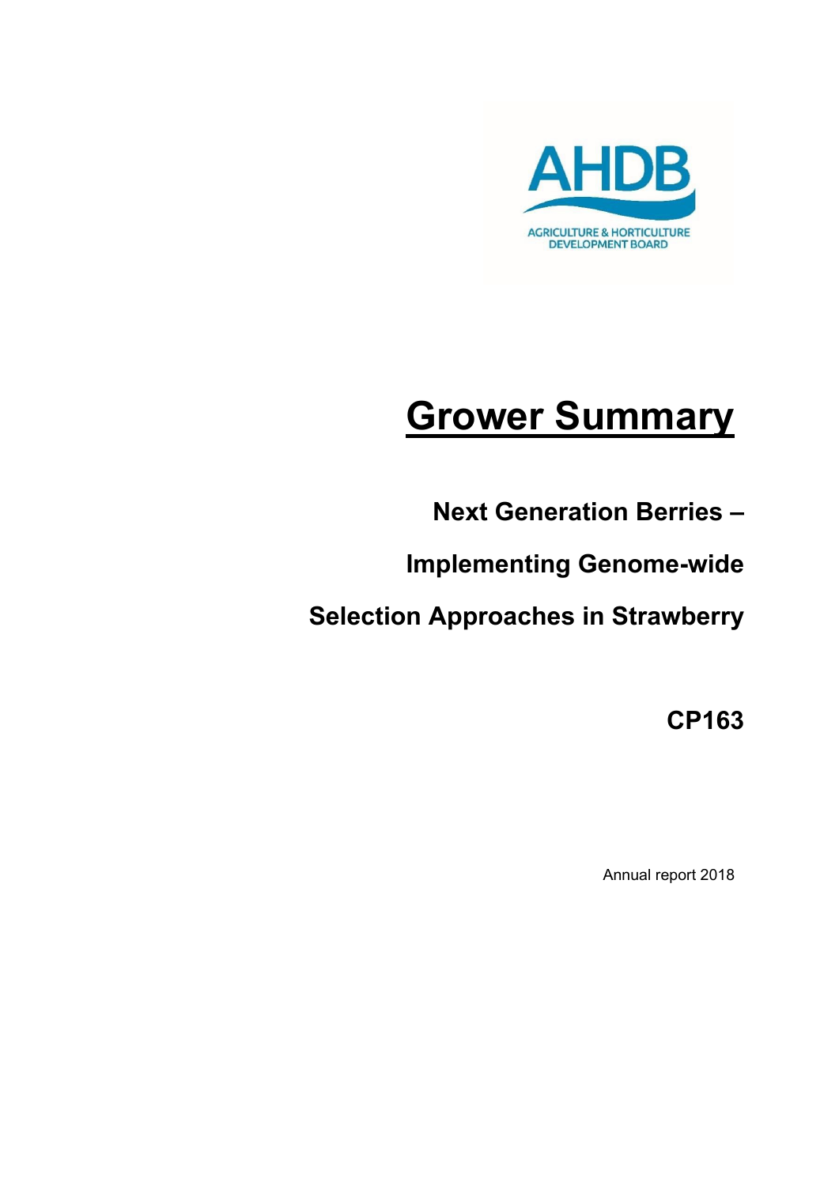AHDB

AGRICULTURE & HORTICULTURE DEVELOPMENT BOARD

# Grower Summary

**Next Generation Berries –**

**Implementing Genome-wide**

**Selection Approaches in Strawberry**

**CP163**

Annual report 2018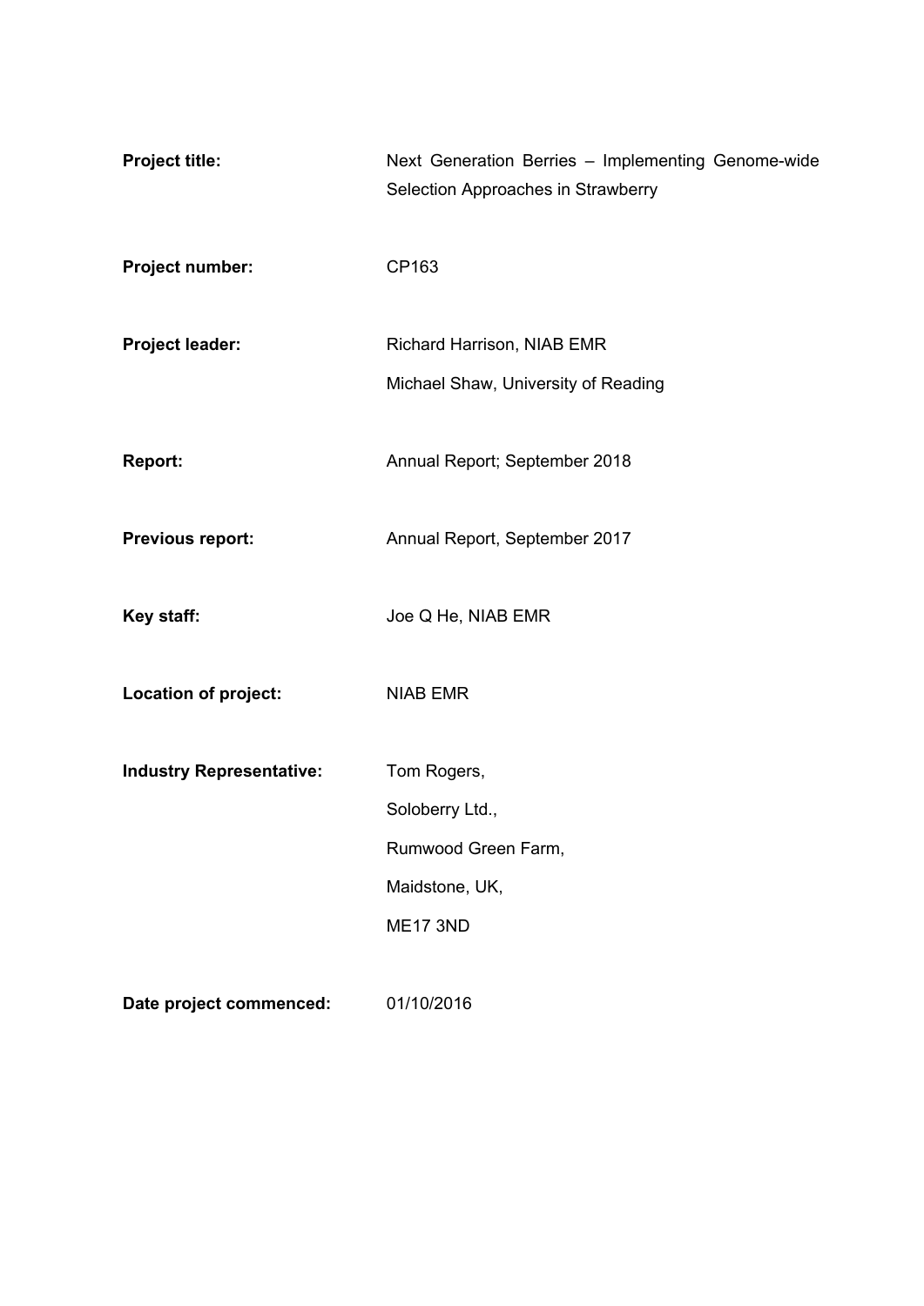| | |
|---|---|
| **Project title:** | Next Generation Berries – Implementing Genome-wide Selection Approaches in Strawberry |
| **Project number:** | CP163 |
| **Project leader:** | Richard Harrison, NIAB EMR<br>Michael Shaw, University of Reading |
| **Report:** | Annual Report; September 2018 |
| **Previous report:** | Annual Report, September 2017 |
| **Key staff:** | Joe Q He, NIAB EMR |
| **Location of project:** | NIAB EMR |
| **Industry Representative:** | Tom Rogers,<br>Soloberry Ltd.,<br>Rumwood Green Farm,<br>Maidstone, UK,<br>ME17 3ND |
| **Date project commenced:** | 01/10/2016 |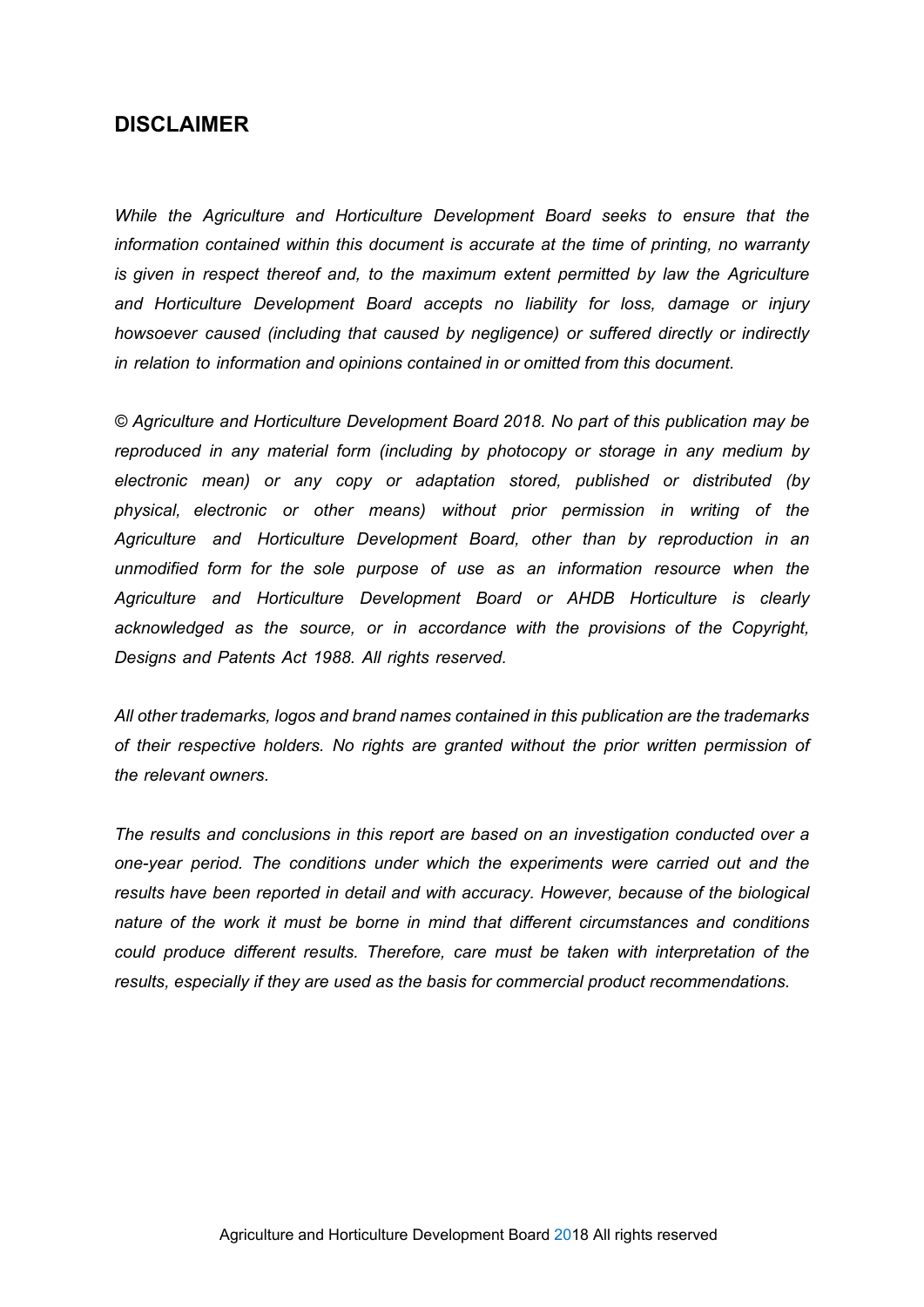## DISCLAIMER

*While the Agriculture and Horticulture Development Board seeks to ensure that the information contained within this document is accurate at the time of printing, no warranty is given in respect thereof and, to the maximum extent permitted by law the Agriculture and Horticulture Development Board accepts no liability for loss, damage or injury howsoever caused (including that caused by negligence) or suffered directly or indirectly in relation to information and opinions contained in or omitted from this document.*

*© Agriculture and Horticulture Development Board 2018. No part of this publication may be reproduced in any material form (including by photocopy or storage in any medium by electronic mean) or any copy or adaptation stored, published or distributed (by physical, electronic or other means) without prior permission in writing of the Agriculture and Horticulture Development Board, other than by reproduction in an unmodified form for the sole purpose of use as an information resource when the Agriculture and Horticulture Development Board or AHDB Horticulture is clearly acknowledged as the source, or in accordance with the provisions of the Copyright, Designs and Patents Act 1988. All rights reserved.*

*All other trademarks, logos and brand names contained in this publication are the trademarks of their respective holders. No rights are granted without the prior written permission of the relevant owners.*

*The results and conclusions in this report are based on an investigation conducted over a one-year period. The conditions under which the experiments were carried out and the results have been reported in detail and with accuracy. However, because of the biological nature of the work it must be borne in mind that different circumstances and conditions could produce different results. Therefore, care must be taken with interpretation of the results, especially if they are used as the basis for commercial product recommendations.*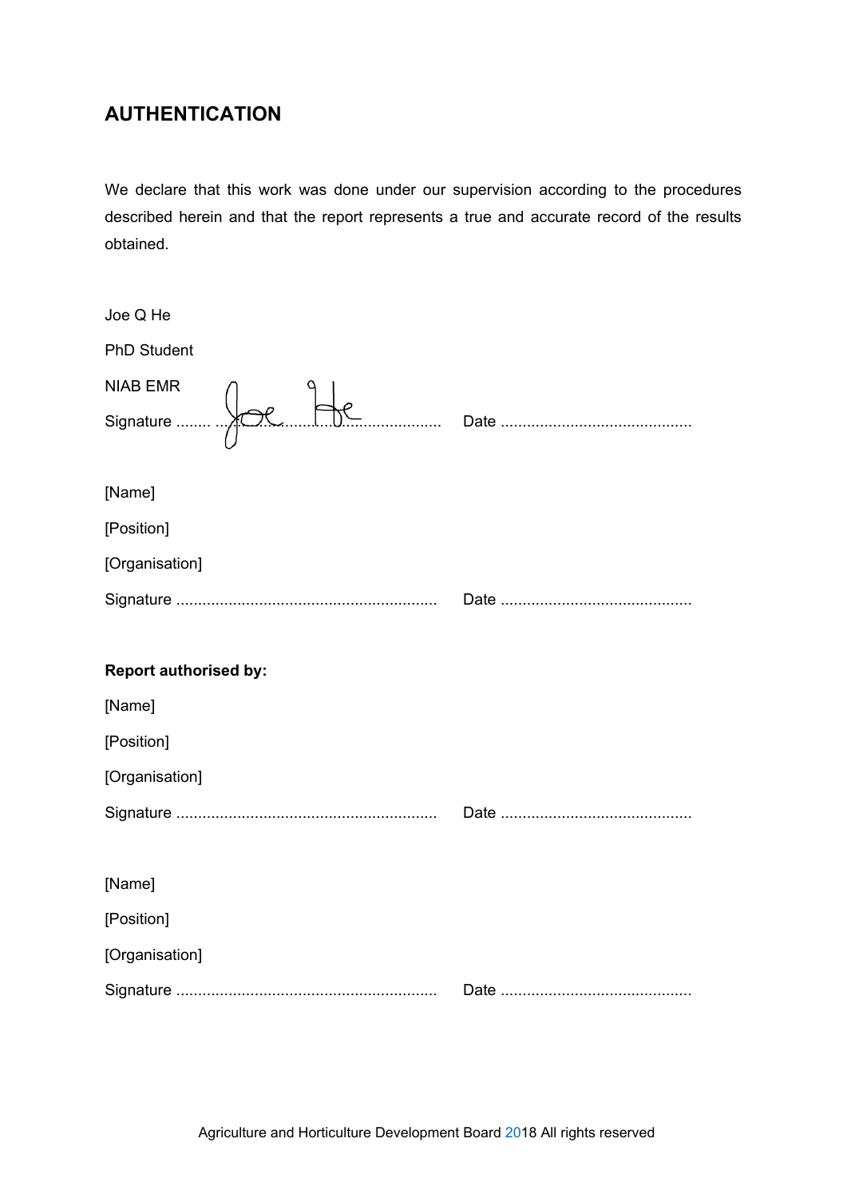## AUTHENTICATION

We declare that this work was done under our supervision according to the procedures described herein and that the report represents a true and accurate record of the results obtained.

Joe Q He

PhD Student

NIAB EMR

Signature ............................................................ Date ............................................

[Name]

[Position]

[Organisation]

Signature ............................................................ Date ............................................

**Report authorised by:**

[Name]

[Position]

[Organisation]

Signature ............................................................ Date ............................................

[Name]

[Position]

[Organisation]

Signature ............................................................ Date ............................................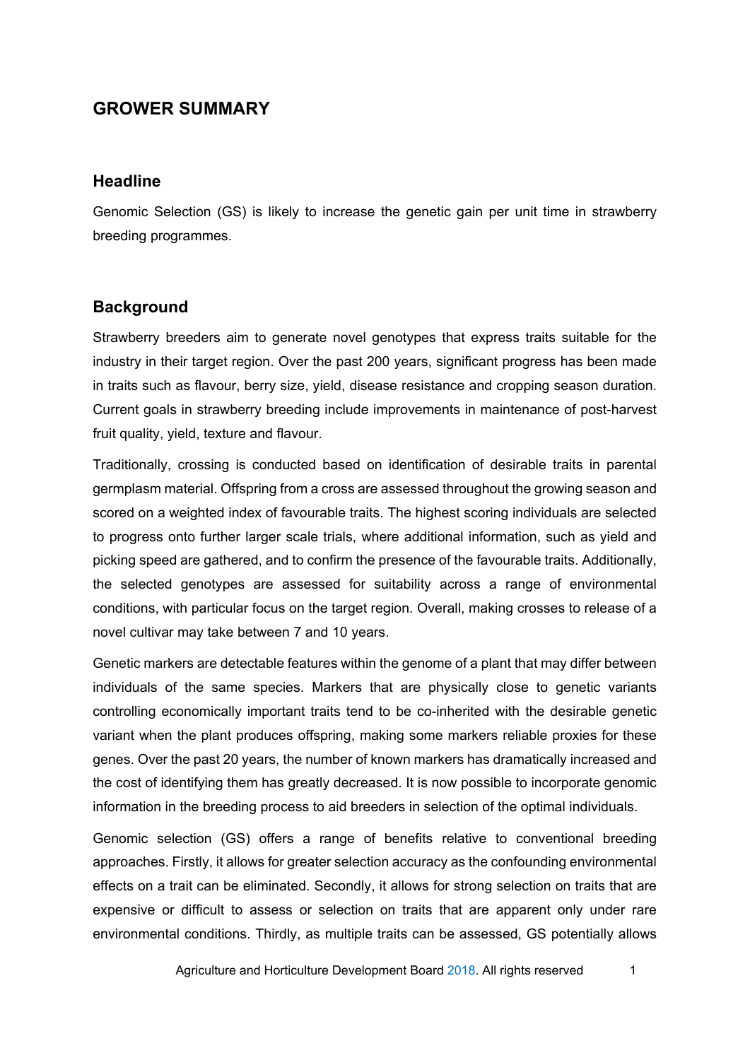# GROWER SUMMARY

## Headline

Genomic Selection (GS) is likely to increase the genetic gain per unit time in strawberry breeding programmes.

## Background

Strawberry breeders aim to generate novel genotypes that express traits suitable for the industry in their target region. Over the past 200 years, significant progress has been made in traits such as flavour, berry size, yield, disease resistance and cropping season duration. Current goals in strawberry breeding include improvements in maintenance of post-harvest fruit quality, yield, texture and flavour.

Traditionally, crossing is conducted based on identification of desirable traits in parental germplasm material. Offspring from a cross are assessed throughout the growing season and scored on a weighted index of favourable traits. The highest scoring individuals are selected to progress onto further larger scale trials, where additional information, such as yield and picking speed are gathered, and to confirm the presence of the favourable traits. Additionally, the selected genotypes are assessed for suitability across a range of environmental conditions, with particular focus on the target region. Overall, making crosses to release of a novel cultivar may take between 7 and 10 years.

Genetic markers are detectable features within the genome of a plant that may differ between individuals of the same species. Markers that are physically close to genetic variants controlling economically important traits tend to be co-inherited with the desirable genetic variant when the plant produces offspring, making some markers reliable proxies for these genes. Over the past 20 years, the number of known markers has dramatically increased and the cost of identifying them has greatly decreased. It is now possible to incorporate genomic information in the breeding process to aid breeders in selection of the optimal individuals.

Genomic selection (GS) offers a range of benefits relative to conventional breeding approaches. Firstly, it allows for greater selection accuracy as the confounding environmental effects on a trait can be eliminated. Secondly, it allows for strong selection on traits that are expensive or difficult to assess or selection on traits that are apparent only under rare environmental conditions. Thirdly, as multiple traits can be assessed, GS potentially allows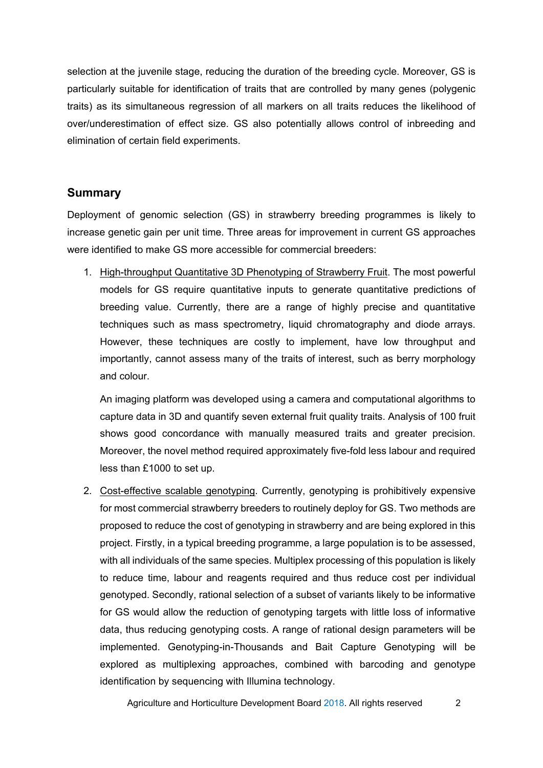selection at the juvenile stage, reducing the duration of the breeding cycle. Moreover, GS is particularly suitable for identification of traits that are controlled by many genes (polygenic traits) as its simultaneous regression of all markers on all traits reduces the likelihood of over/underestimation of effect size. GS also potentially allows control of inbreeding and elimination of certain field experiments.

## Summary

Deployment of genomic selection (GS) in strawberry breeding programmes is likely to increase genetic gain per unit time. Three areas for improvement in current GS approaches were identified to make GS more accessible for commercial breeders:

1. High-throughput Quantitative 3D Phenotyping of Strawberry Fruit. The most powerful models for GS require quantitative inputs to generate quantitative predictions of breeding value. Currently, there are a range of highly precise and quantitative techniques such as mass spectrometry, liquid chromatography and diode arrays. However, these techniques are costly to implement, have low throughput and importantly, cannot assess many of the traits of interest, such as berry morphology and colour.

   An imaging platform was developed using a camera and computational algorithms to capture data in 3D and quantify seven external fruit quality traits. Analysis of 100 fruit shows good concordance with manually measured traits and greater precision. Moreover, the novel method required approximately five-fold less labour and required less than £1000 to set up.

2. Cost-effective scalable genotyping. Currently, genotyping is prohibitively expensive for most commercial strawberry breeders to routinely deploy for GS. Two methods are proposed to reduce the cost of genotyping in strawberry and are being explored in this project. Firstly, in a typical breeding programme, a large population is to be assessed, with all individuals of the same species. Multiplex processing of this population is likely to reduce time, labour and reagents required and thus reduce cost per individual genotyped. Secondly, rational selection of a subset of variants likely to be informative for GS would allow the reduction of genotyping targets with little loss of informative data, thus reducing genotyping costs. A range of rational design parameters will be implemented. Genotyping-in-Thousands and Bait Capture Genotyping will be explored as multiplexing approaches, combined with barcoding and genotype identification by sequencing with Illumina technology.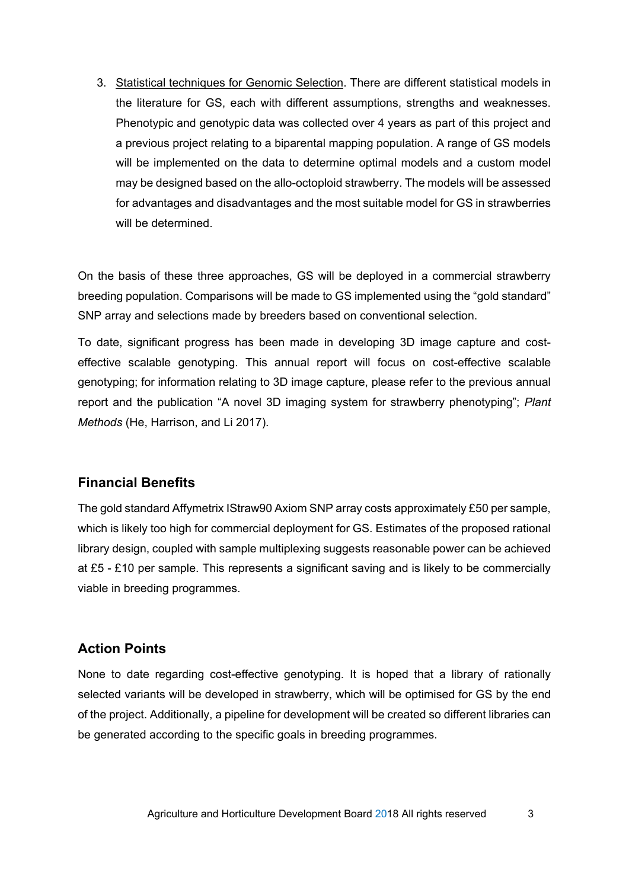3. Statistical techniques for Genomic Selection. There are different statistical models in the literature for GS, each with different assumptions, strengths and weaknesses. Phenotypic and genotypic data was collected over 4 years as part of this project and a previous project relating to a biparental mapping population. A range of GS models will be implemented on the data to determine optimal models and a custom model may be designed based on the allo-octoploid strawberry. The models will be assessed for advantages and disadvantages and the most suitable model for GS in strawberries will be determined.

On the basis of these three approaches, GS will be deployed in a commercial strawberry breeding population. Comparisons will be made to GS implemented using the "gold standard" SNP array and selections made by breeders based on conventional selection.

To date, significant progress has been made in developing 3D image capture and cost-effective scalable genotyping. This annual report will focus on cost-effective scalable genotyping; for information relating to 3D image capture, please refer to the previous annual report and the publication "A novel 3D imaging system for strawberry phenotyping"; *Plant Methods* (He, Harrison, and Li 2017).

## Financial Benefits

The gold standard Affymetrix IStraw90 Axiom SNP array costs approximately £50 per sample, which is likely too high for commercial deployment for GS. Estimates of the proposed rational library design, coupled with sample multiplexing suggests reasonable power can be achieved at £5 - £10 per sample. This represents a significant saving and is likely to be commercially viable in breeding programmes.

## Action Points

None to date regarding cost-effective genotyping. It is hoped that a library of rationally selected variants will be developed in strawberry, which will be optimised for GS by the end of the project. Additionally, a pipeline for development will be created so different libraries can be generated according to the specific goals in breeding programmes.